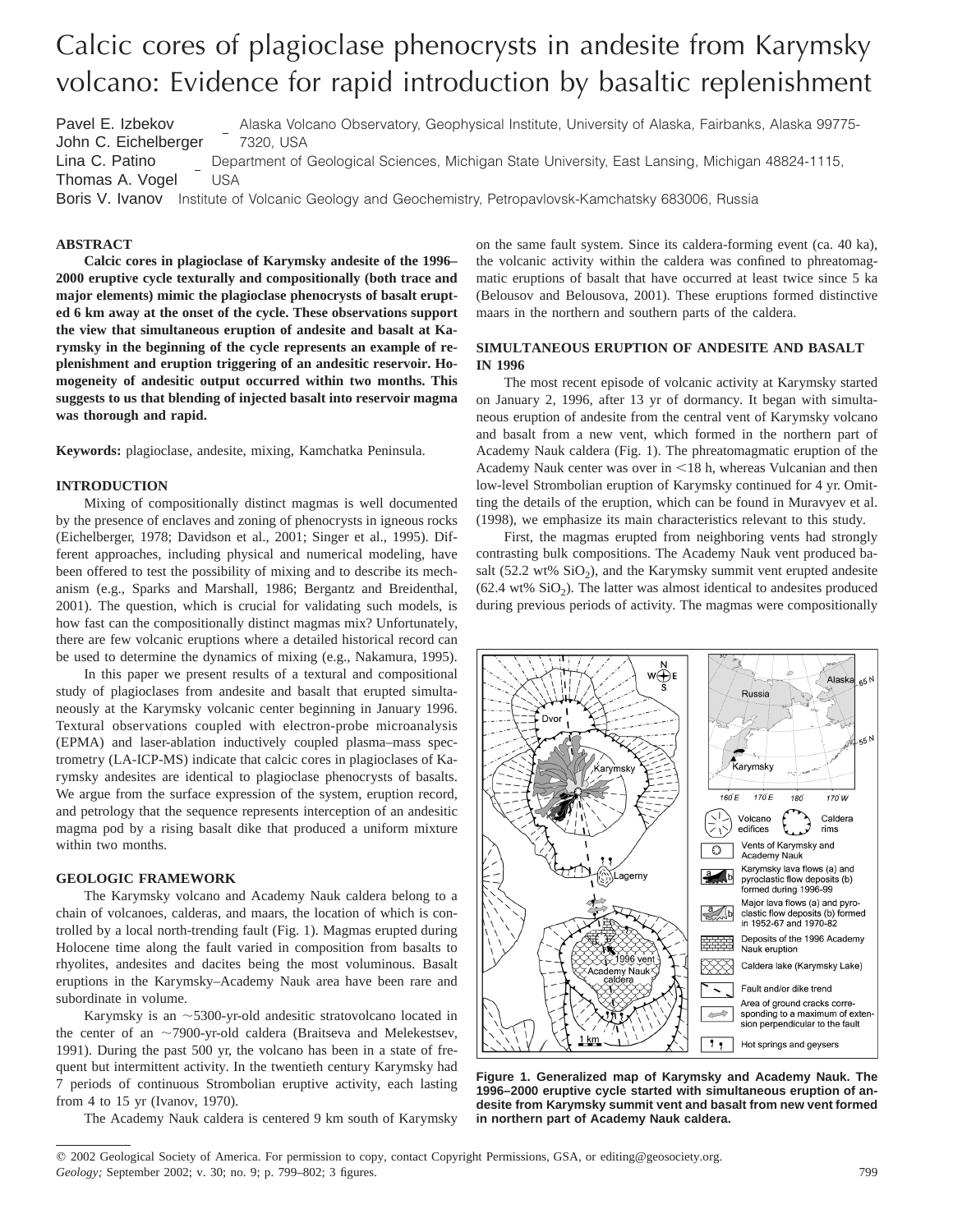# Calcic cores of plagioclase phenocrysts in andesite from Karymsky volcano: Evidence for rapid introduction by basaltic replenishment

Pavel E. Izbekov, John C. Eichelberger — Alaska Volcano Observatory, Geophysical Institute, University of Alaska, Fairbanks, Alaska 99775-7320, USA

Lina C. Patino, Thomas A. Vogel — Department of Geological Sciences, Michigan State University, East Lansing, Michigan 48824-1115, USA

Boris V. Ivanov — Institute of Volcanic Geology and Geochemistry, Petropavlovsk-Kamchatsky 683006, Russia

## ABSTRACT

**Calcic cores in plagioclase of Karymsky andesite of the 1996–2000 eruptive cycle texturally and compositionally (both trace and major elements) mimic the plagioclase phenocrysts of basalt erupted 6 km away at the onset of the cycle. These observations support the view that simultaneous eruption of andesite and basalt at Karymsky in the beginning of the cycle represents an example of replenishment and eruption triggering of an andesitic reservoir. Homogeneity of andesitic output occurred within two months. This suggests to us that blending of injected basalt into reservoir magma was thorough and rapid.**

**Keywords:** plagioclase, andesite, mixing, Kamchatka Peninsula.

## INTRODUCTION

Mixing of compositionally distinct magmas is well documented by the presence of enclaves and zoning of phenocrysts in igneous rocks (Eichelberger, 1978; Davidson et al., 2001; Singer et al., 1995). Different approaches, including physical and numerical modeling, have been offered to test the possibility of mixing and to describe its mechanism (e.g., Sparks and Marshall, 1986; Bergantz and Breidenthal, 2001). The question, which is crucial for validating such models, is how fast can the compositionally distinct magmas mix? Unfortunately, there are few volcanic eruptions where a detailed historical record can be used to determine the dynamics of mixing (e.g., Nakamura, 1995).

In this paper we present results of a textural and compositional study of plagioclases from andesite and basalt that erupted simultaneously at the Karymsky volcanic center beginning in January 1996. Textural observations coupled with electron-probe microanalysis (EPMA) and laser-ablation inductively coupled plasma–mass spectrometry (LA-ICP-MS) indicate that calcic cores in plagioclases of Karymsky andesites are identical to plagioclase phenocrysts of basalts. We argue from the surface expression of the system, eruption record, and petrology that the sequence represents interception of an andesitic magma pod by a rising basalt dike that produced a uniform mixture within two months.

## GEOLOGIC FRAMEWORK

The Karymsky volcano and Academy Nauk caldera belong to a chain of volcanoes, calderas, and maars, the location of which is controlled by a local north-trending fault (Fig. 1). Magmas erupted during Holocene time along the fault varied in composition from basalts to rhyolites, andesites and dacites being the most voluminous. Basalt eruptions in the Karymsky–Academy Nauk area have been rare and subordinate in volume.

Karymsky is an ~5300-yr-old andesitic stratovolcano located in the center of an ~7900-yr-old caldera (Braitseva and Melekestsev, 1991). During the past 500 yr, the volcano has been in a state of frequent but intermittent activity. In the twentieth century Karymsky had 7 periods of continuous Strombolian eruptive activity, each lasting from 4 to 15 yr (Ivanov, 1970).

The Academy Nauk caldera is centered 9 km south of Karymsky on the same fault system. Since its caldera-forming event (ca. 40 ka), the volcanic activity within the caldera was confined to phreatomagmatic eruptions of basalt that have occurred at least twice since 5 ka (Belousov and Belousova, 2001). These eruptions formed distinctive maars in the northern and southern parts of the caldera.

## SIMULTANEOUS ERUPTION OF ANDESITE AND BASALT IN 1996

The most recent episode of volcanic activity at Karymsky started on January 2, 1996, after 13 yr of dormancy. It began with simultaneous eruption of andesite from the central vent of Karymsky volcano and basalt from a new vent, which formed in the northern part of Academy Nauk caldera (Fig. 1). The phreatomagmatic eruption of the Academy Nauk center was over in <18 h, whereas Vulcanian and then low-level Strombolian eruption of Karymsky continued for 4 yr. Omitting the details of the eruption, which can be found in Muravyev et al. (1998), we emphasize its main characteristics relevant to this study.

First, the magmas erupted from neighboring vents had strongly contrasting bulk compositions. The Academy Nauk vent produced basalt (52.2 wt% $SiO_2$), and the Karymsky summit vent erupted andesite (62.4 wt% $SiO_2$). The latter was almost identical to andesites produced during previous periods of activity. The magmas were compositionally

**Figure 1. Generalized map of Karymsky and Academy Nauk. The 1996–2000 eruptive cycle started with simultaneous eruption of andesite from Karymsky summit vent and basalt from new vent formed in northern part of Academy Nauk caldera.**

© 2002 Geological Society of America. For permission to copy, contact Copyright Permissions, GSA, or editing@geosociety.org.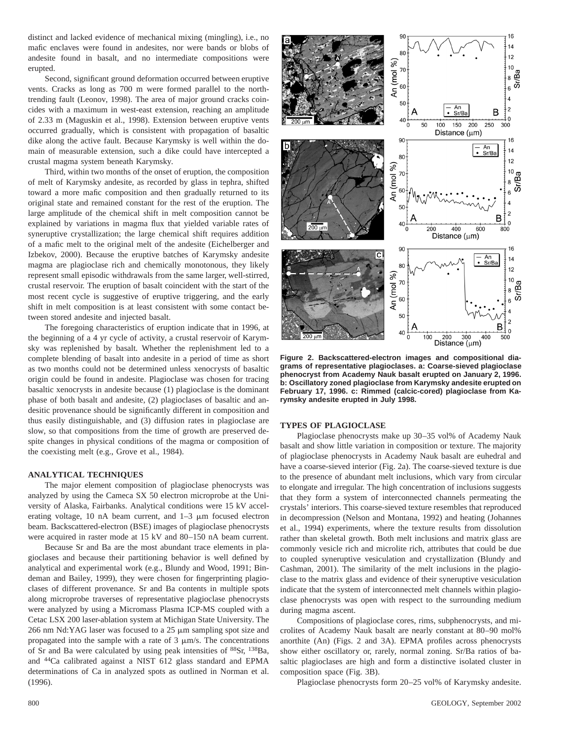distinct and lacked evidence of mechanical mixing (mingling), i.e., no mafic enclaves were found in andesites, nor were bands or blobs of andesite found in basalt, and no intermediate compositions were erupted.

Second, significant ground deformation occurred between eruptive vents. Cracks as long as 700 m were formed parallel to the north-trending fault (Leonov, 1998). The area of major ground cracks coincides with a maximum in west-east extension, reaching an amplitude of 2.33 m (Maguskin et al., 1998). Extension between eruptive vents occurred gradually, which is consistent with propagation of basaltic dike along the active fault. Because Karymsky is well within the domain of measurable extension, such a dike could have intercepted a crustal magma system beneath Karymsky.

Third, within two months of the onset of eruption, the composition of melt of Karymsky andesite, as recorded by glass in tephra, shifted toward a more mafic composition and then gradually returned to its original state and remained constant for the rest of the eruption. The large amplitude of the chemical shift in melt composition cannot be explained by variations in magma flux that yielded variable rates of syneruptive crystallization; the large chemical shift requires addition of a mafic melt to the original melt of the andesite (Eichelberger and Izbekov, 2000). Because the eruptive batches of Karymsky andesite magma are plagioclase rich and chemically monotonous, they likely represent small episodic withdrawals from the same larger, well-stirred, crustal reservoir. The eruption of basalt coincident with the start of the most recent cycle is suggestive of eruptive triggering, and the early shift in melt composition is at least consistent with some contact between stored andesite and injected basalt.

The foregoing characteristics of eruption indicate that in 1996, at the beginning of a 4 yr cycle of activity, a crustal reservoir of Karymsky was replenished by basalt. Whether the replenishment led to a complete blending of basalt into andesite in a period of time as short as two months could not be determined unless xenocrysts of basaltic origin could be found in andesite. Plagioclase was chosen for tracing basaltic xenocrysts in andesite because (1) plagioclase is the dominant phase of both basalt and andesite, (2) plagioclases of basaltic and andesitic provenance should be significantly different in composition and thus easily distinguishable, and (3) diffusion rates in plagioclase are slow, so that compositions from the time of growth are preserved despite changes in physical conditions of the magma or composition of the coexisting melt (e.g., Grove et al., 1984).

## ANALYTICAL TECHNIQUES

The major element composition of plagioclase phenocrysts was analyzed by using the Cameca SX 50 electron microprobe at the University of Alaska, Fairbanks. Analytical conditions were 15 kV accelerating voltage, 10 nA beam current, and 1–3 μm focused electron beam. Backscattered-electron (BSE) images of plagioclase phenocrysts were acquired in raster mode at 15 kV and 80–150 nA beam current.

Because Sr and Ba are the most abundant trace elements in plagioclases and because their partitioning behavior is well defined by analytical and experimental work (e.g., Blundy and Wood, 1991; Bindeman and Bailey, 1999), they were chosen for fingerprinting plagioclases of different provenance. Sr and Ba contents in multiple spots along microprobe traverses of representative plagioclase phenocrysts were analyzed by using a Micromass Plasma ICP-MS coupled with a Cetac LSX 200 laser-ablation system at Michigan State University. The 266 nm Nd:YAG laser was focused to a 25 μm sampling spot size and propagated into the sample with a rate of 3 μm/s. The concentrations of Sr and Ba were calculated by using peak intensities of $^{88}$Sr, $^{138}$Ba, and $^{44}$Ca calibrated against a NIST 612 glass standard and EPMA determinations of Ca in analyzed spots as outlined in Norman et al. (1996).

**Figure 2. Backscattered-electron images and compositional diagrams of representative plagioclases. a: Coarse-sieved plagioclase phenocryst from Academy Nauk basalt erupted on January 2, 1996. b: Oscillatory zoned plagioclase from Karymsky andesite erupted on February 17, 1996. c: Rimmed (calcic-cored) plagioclase from Karymsky andesite erupted in July 1998.**

## TYPES OF PLAGIOCLASE

Plagioclase phenocrysts make up 30–35 vol% of Academy Nauk basalt and show little variation in composition or texture. The majority of plagioclase phenocrysts in Academy Nauk basalt are euhedral and have a coarse-sieved interior (Fig. 2a). The coarse-sieved texture is due to the presence of abundant melt inclusions, which vary from circular to elongate and irregular. The high concentration of inclusions suggests that they form a system of interconnected channels permeating the crystals' interiors. This coarse-sieved texture resembles that reproduced in decompression (Nelson and Montana, 1992) and heating (Johannes et al., 1994) experiments, where the texture results from dissolution rather than skeletal growth. Both melt inclusions and matrix glass are commonly vesicle rich and microlite rich, attributes that could be due to coupled syneruptive vesiculation and crystallization (Blundy and Cashman, 2001). The similarity of the melt inclusions in the plagioclase to the matrix glass and evidence of their syneruptive vesiculation indicate that the system of interconnected melt channels within plagioclase phenocrysts was open with respect to the surrounding medium during magma ascent.

Compositions of plagioclase cores, rims, subphenocrysts, and microlites of Academy Nauk basalt are nearly constant at 80–90 mol% anorthite (An) (Figs. 2 and 3A). EPMA profiles across phenocrysts show either oscillatory or, rarely, normal zoning. Sr/Ba ratios of basaltic plagioclases are high and form a distinctive isolated cluster in composition space (Fig. 3B).

Plagioclase phenocrysts form 20–25 vol% of Karymsky andesite.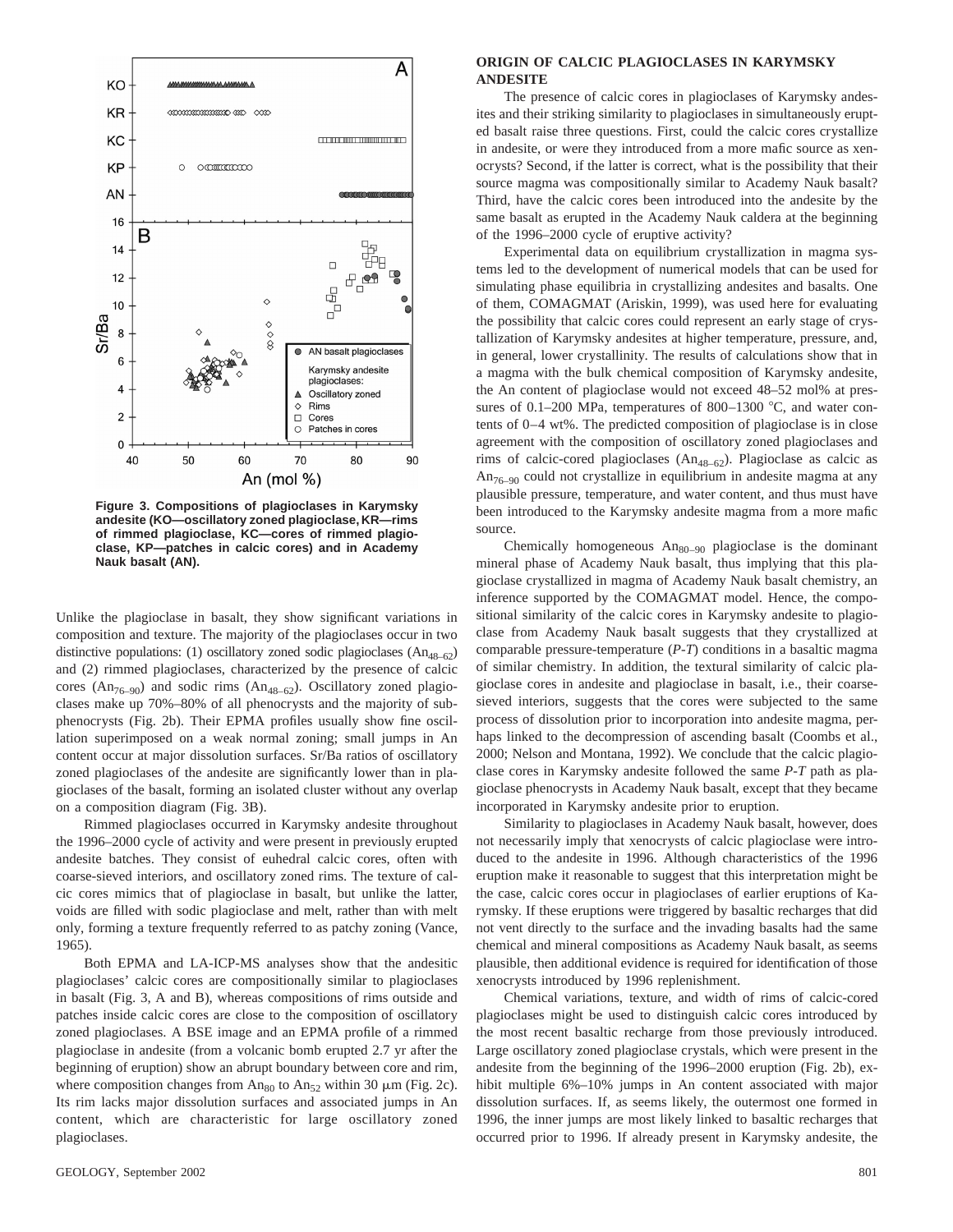Figure 3. Compositions of plagioclases in Karymsky andesite (KO—oscillatory zoned plagioclase, KR—rims of rimmed plagioclase, KC—cores of rimmed plagioclase, KP—patches in calcic cores) and in Academy Nauk basalt (AN).

Unlike the plagioclase in basalt, they show significant variations in composition and texture. The majority of the plagioclases occur in two distinctive populations: (1) oscillatory zoned sodic plagioclases ($An_{48-62}$) and (2) rimmed plagioclases, characterized by the presence of calcic cores ($An_{76-90}$) and sodic rims ($An_{48-62}$). Oscillatory zoned plagioclases make up 70%–80% of all phenocrysts and the majority of subphenocrysts (Fig. 2b). Their EPMA profiles usually show fine oscillation superimposed on a weak normal zoning; small jumps in An content occur at major dissolution surfaces. Sr/Ba ratios of oscillatory zoned plagioclases of the andesite are significantly lower than in plagioclases of the basalt, forming an isolated cluster without any overlap on a composition diagram (Fig. 3B).

Rimmed plagioclases occurred in Karymsky andesite throughout the 1996–2000 cycle of activity and were present in previously erupted andesite batches. They consist of euhedral calcic cores, often with coarse-sieved interiors, and oscillatory zoned rims. The texture of calcic cores mimics that of plagioclase in basalt, but unlike the latter, voids are filled with sodic plagioclase and melt, rather than with melt only, forming a texture frequently referred to as patchy zoning (Vance, 1965).

Both EPMA and LA-ICP-MS analyses show that the andesitic plagioclases' calcic cores are compositionally similar to plagioclases in basalt (Fig. 3, A and B), whereas compositions of rims outside and patches inside calcic cores are close to the composition of oscillatory zoned plagioclases. A BSE image and an EPMA profile of a rimmed plagioclase in andesite (from a volcanic bomb erupted 2.7 yr after the beginning of eruption) show an abrupt boundary between core and rim, where composition changes from $An_{80}$ to $An_{52}$ within 30 μm (Fig. 2c). Its rim lacks major dissolution surfaces and associated jumps in An content, which are characteristic for large oscillatory zoned plagioclases.

## ORIGIN OF CALCIC PLAGIOCLASES IN KARYMSKY ANDESITE

The presence of calcic cores in plagioclases of Karymsky andesites and their striking similarity to plagioclases in simultaneously erupted basalt raise three questions. First, could the calcic cores crystallize in andesite, or were they introduced from a more mafic source as xenocrysts? Second, if the latter is correct, what is the possibility that their source magma was compositionally similar to Academy Nauk basalt? Third, have the calcic cores been introduced into the andesite by the same basalt as erupted in the Academy Nauk caldera at the beginning of the 1996–2000 cycle of eruptive activity?

Experimental data on equilibrium crystallization in magma systems led to the development of numerical models that can be used for simulating phase equilibria in crystallizing andesites and basalts. One of them, COMAGMAT (Ariskin, 1999), was used here for evaluating the possibility that calcic cores could represent an early stage of crystallization of Karymsky andesites at higher temperature, pressure, and, in general, lower crystallinity. The results of calculations show that in a magma with the bulk chemical composition of Karymsky andesite, the An content of plagioclase would not exceed 48–52 mol% at pressures of 0.1–200 MPa, temperatures of 800–1300 °C, and water contents of 0–4 wt%. The predicted composition of plagioclase is in close agreement with the composition of oscillatory zoned plagioclases and rims of calcic-cored plagioclases ($An_{48-62}$). Plagioclase as calcic as $An_{76-90}$ could not crystallize in equilibrium in andesite magma at any plausible pressure, temperature, and water content, and thus must have been introduced to the Karymsky andesite magma from a more mafic source.

Chemically homogeneous $An_{80-90}$ plagioclase is the dominant mineral phase of Academy Nauk basalt, thus implying that this plagioclase crystallized in magma of Academy Nauk basalt chemistry, an inference supported by the COMAGMAT model. Hence, the compositional similarity of the calcic cores in Karymsky andesite to plagioclase from Academy Nauk basalt suggests that they crystallized at comparable pressure-temperature (*P-T*) conditions in a basaltic magma of similar chemistry. In addition, the textural similarity of calcic plagioclase cores in andesite and plagioclase in basalt, i.e., their coarse-sieved interiors, suggests that the cores were subjected to the same process of dissolution prior to incorporation into andesite magma, perhaps linked to the decompression of ascending basalt (Coombs et al., 2000; Nelson and Montana, 1992). We conclude that the calcic plagioclase cores in Karymsky andesite followed the same *P-T* path as plagioclase phenocrysts in Academy Nauk basalt, except that they became incorporated in Karymsky andesite prior to eruption.

Similarity to plagioclases in Academy Nauk basalt, however, does not necessarily imply that xenocrysts of calcic plagioclase were introduced to the andesite in 1996. Although characteristics of the 1996 eruption make it reasonable to suggest that this interpretation might be the case, calcic cores occur in plagioclases of earlier eruptions of Karymsky. If these eruptions were triggered by basaltic recharges that did not vent directly to the surface and the invading basalts had the same chemical and mineral compositions as Academy Nauk basalt, as seems plausible, then additional evidence is required for identification of those xenocrysts introduced by 1996 replenishment.

Chemical variations, texture, and width of rims of calcic-cored plagioclases might be used to distinguish calcic cores introduced by the most recent basaltic recharge from those previously introduced. Large oscillatory zoned plagioclase crystals, which were present in the andesite from the beginning of the 1996–2000 eruption (Fig. 2b), exhibit multiple 6%–10% jumps in An content associated with major dissolution surfaces. If, as seems likely, the outermost one formed in 1996, the inner jumps are most likely linked to basaltic recharges that occurred prior to 1996. If already present in Karymsky andesite, the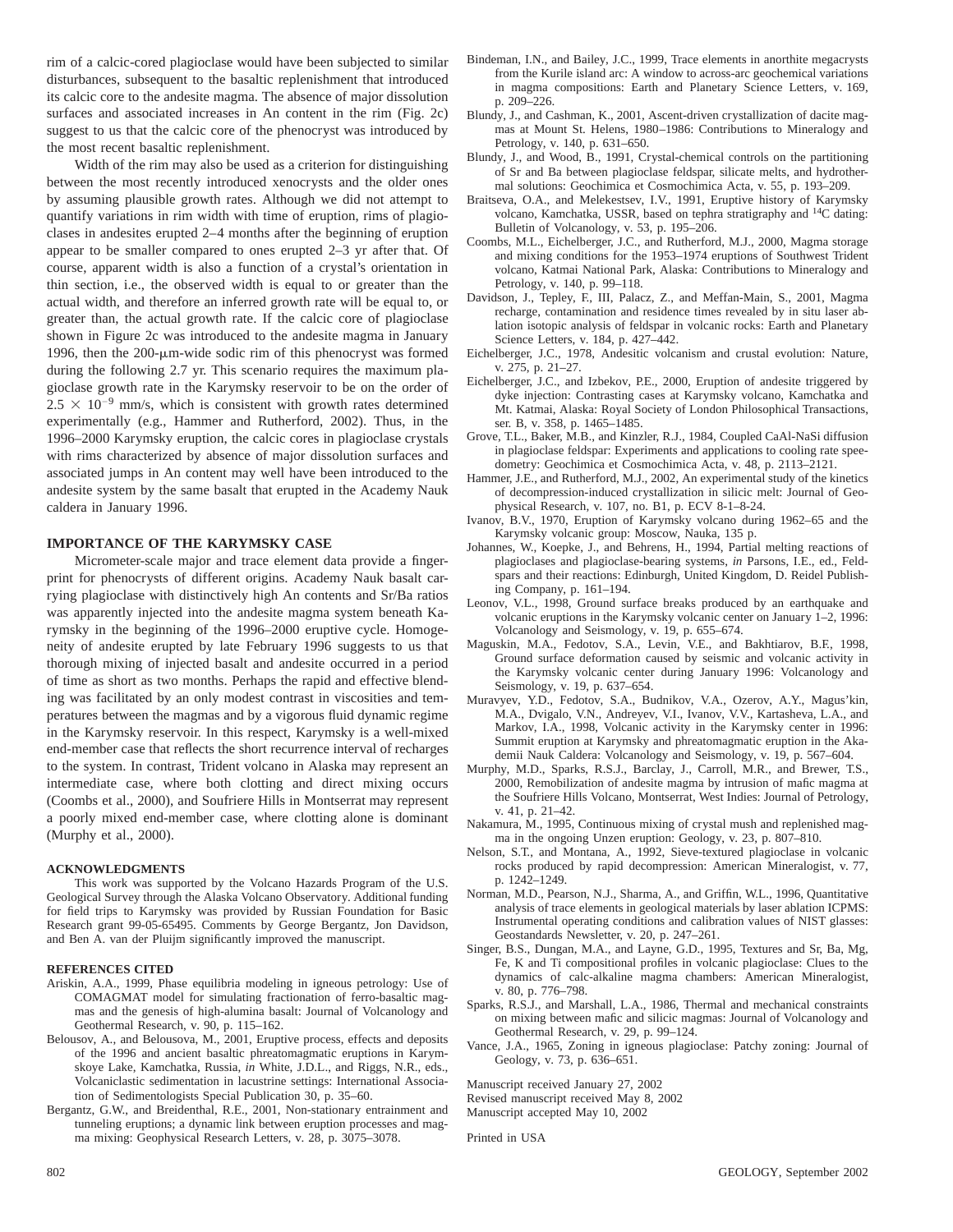rim of a calcic-cored plagioclase would have been subjected to similar disturbances, subsequent to the basaltic replenishment that introduced its calcic core to the andesite magma. The absence of major dissolution surfaces and associated increases in An content in the rim (Fig. 2c) suggest to us that the calcic core of the phenocryst was introduced by the most recent basaltic replenishment.

Width of the rim may also be used as a criterion for distinguishing between the most recently introduced xenocrysts and the older ones by assuming plausible growth rates. Although we did not attempt to quantify variations in rim width with time of eruption, rims of plagioclases in andesites erupted 2–4 months after the beginning of eruption appear to be smaller compared to ones erupted 2–3 yr after that. Of course, apparent width is also a function of a crystal's orientation in thin section, i.e., the observed width is equal to or greater than the actual width, and therefore an inferred growth rate will be equal to, or greater than, the actual growth rate. If the calcic core of plagioclase shown in Figure 2c was introduced to the andesite magma in January 1996, then the 200-μm-wide sodic rim of this phenocryst was formed during the following 2.7 yr. This scenario requires the maximum plagioclase growth rate in the Karymsky reservoir to be on the order of $2.5 \times 10^{-9}$ mm/s, which is consistent with growth rates determined experimentally (e.g., Hammer and Rutherford, 2002). Thus, in the 1996–2000 Karymsky eruption, the calcic cores in plagioclase crystals with rims characterized by absence of major dissolution surfaces and associated jumps in An content may well have been introduced to the andesite system by the same basalt that erupted in the Academy Nauk caldera in January 1996.

## IMPORTANCE OF THE KARYMSKY CASE

Micrometer-scale major and trace element data provide a fingerprint for phenocrysts of different origins. Academy Nauk basalt carrying plagioclase with distinctively high An contents and Sr/Ba ratios was apparently injected into the andesite magma system beneath Karymsky in the beginning of the 1996–2000 eruptive cycle. Homogeneity of andesite erupted by late February 1996 suggests to us that thorough mixing of injected basalt and andesite occurred in a period of time as short as two months. Perhaps the rapid and effective blending was facilitated by an only modest contrast in viscosities and temperatures between the magmas and by a vigorous fluid dynamic regime in the Karymsky reservoir. In this respect, Karymsky is a well-mixed end-member case that reflects the short recurrence interval of recharges to the system. In contrast, Trident volcano in Alaska may represent an intermediate case, where both clotting and direct mixing occurs (Coombs et al., 2000), and Soufriere Hills in Montserrat may represent a poorly mixed end-member case, where clotting alone is dominant (Murphy et al., 2000).

## ACKNOWLEDGMENTS

This work was supported by the Volcano Hazards Program of the U.S. Geological Survey through the Alaska Volcano Observatory. Additional funding for field trips to Karymsky was provided by Russian Foundation for Basic Research grant 99-05-65495. Comments by George Bergantz, Jon Davidson, and Ben A. van der Pluijm significantly improved the manuscript.

## REFERENCES CITED

Ariskin, A.A., 1999, Phase equilibria modeling in igneous petrology: Use of COMAGMAT model for simulating fractionation of ferro-basaltic magmas and the genesis of high-alumina basalt: Journal of Volcanology and Geothermal Research, v. 90, p. 115–162.

Belousov, A., and Belousova, M., 2001, Eruptive process, effects and deposits of the 1996 and ancient basaltic phreatomagmatic eruptions in Karymskoye Lake, Kamchatka, Russia, *in* White, J.D.L., and Riggs, N.R., eds., Volcaniclastic sedimentation in lacustrine settings: International Association of Sedimentologists Special Publication 30, p. 35–60.

Bergantz, G.W., and Breidenthal, R.E., 2001, Non-stationary entrainment and tunneling eruptions; a dynamic link between eruption processes and magma mixing: Geophysical Research Letters, v. 28, p. 3075–3078.

Bindeman, I.N., and Bailey, J.C., 1999, Trace elements in anorthite megacrysts from the Kurile island arc: A window to across-arc geochemical variations in magma compositions: Earth and Planetary Science Letters, v. 169, p. 209–226.

Blundy, J., and Cashman, K., 2001, Ascent-driven crystallization of dacite magmas at Mount St. Helens, 1980–1986: Contributions to Mineralogy and Petrology, v. 140, p. 631–650.

Blundy, J., and Wood, B., 1991, Crystal-chemical controls on the partitioning of Sr and Ba between plagioclase feldspar, silicate melts, and hydrothermal solutions: Geochimica et Cosmochimica Acta, v. 55, p. 193–209.

Braitseva, O.A., and Melekestsev, I.V., 1991, Eruptive history of Karymsky volcano, Kamchatka, USSR, based on tephra stratigraphy and $^{14}C$ dating: Bulletin of Volcanology, v. 53, p. 195–206.

Coombs, M.L., Eichelberger, J.C., and Rutherford, M.J., 2000, Magma storage and mixing conditions for the 1953–1974 eruptions of Southwest Trident volcano, Katmai National Park, Alaska: Contributions to Mineralogy and Petrology, v. 140, p. 99–118.

Davidson, J., Tepley, F., III, Palacz, Z., and Meffan-Main, S., 2001, Magma recharge, contamination and residence times revealed by in situ laser ablation isotopic analysis of feldspar in volcanic rocks: Earth and Planetary Science Letters, v. 184, p. 427–442.

Eichelberger, J.C., 1978, Andesitic volcanism and crustal evolution: Nature, v. 275, p. 21–27.

Eichelberger, J.C., and Izbekov, P.E., 2000, Eruption of andesite triggered by dyke injection: Contrasting cases at Karymsky volcano, Kamchatka and Mt. Katmai, Alaska: Royal Society of London Philosophical Transactions, ser. B, v. 358, p. 1465–1485.

Grove, T.L., Baker, M.B., and Kinzler, R.J., 1984, Coupled CaAl-NaSi diffusion in plagioclase feldspar: Experiments and applications to cooling rate speedometry: Geochimica et Cosmochimica Acta, v. 48, p. 2113–2121.

Hammer, J.E., and Rutherford, M.J., 2002, An experimental study of the kinetics of decompression-induced crystallization in silicic melt: Journal of Geophysical Research, v. 107, no. B1, p. ECV 8-1–8-24.

Ivanov, B.V., 1970, Eruption of Karymsky volcano during 1962–65 and the Karymsky volcanic group: Moscow, Nauka, 135 p.

Johannes, W., Koepke, J., and Behrens, H., 1994, Partial melting reactions of plagioclases and plagioclase-bearing systems, *in* Parsons, I.E., ed., Feldspars and their reactions: Edinburgh, United Kingdom, D. Reidel Publishing Company, p. 161–194.

Leonov, V.L., 1998, Ground surface breaks produced by an earthquake and volcanic eruptions in the Karymsky volcanic center on January 1–2, 1996: Volcanology and Seismology, v. 19, p. 655–674.

Maguskin, M.A., Fedotov, S.A., Levin, V.E., and Bakhtiarov, B.F., 1998, Ground surface deformation caused by seismic and volcanic activity in the Karymsky volcanic center during January 1996: Volcanology and Seismology, v. 19, p. 637–654.

Muravyev, Y.D., Fedotov, S.A., Budnikov, V.A., Ozerov, A.Y., Magus'kin, M.A., Dvigalo, V.N., Andreyev, V.I., Ivanov, V.V., Kartasheva, L.A., and Markov, I.A., 1998, Volcanic activity in the Karymsky center in 1996: Summit eruption at Karymsky and phreatomagmatic eruption in the Akademii Nauk Caldera: Volcanology and Seismology, v. 19, p. 567–604.

Murphy, M.D., Sparks, R.S.J., Barclay, J., Carroll, M.R., and Brewer, T.S., 2000, Remobilization of andesite magma by intrusion of mafic magma at the Soufriere Hills Volcano, Montserrat, West Indies: Journal of Petrology, v. 41, p. 21–42.

Nakamura, M., 1995, Continuous mixing of crystal mush and replenished magma in the ongoing Unzen eruption: Geology, v. 23, p. 807–810.

Nelson, S.T., and Montana, A., 1992, Sieve-textured plagioclase in volcanic rocks produced by rapid decompression: American Mineralogist, v. 77, p. 1242–1249.

Norman, M.D., Pearson, N.J., Sharma, A., and Griffin, W.L., 1996, Quantitative analysis of trace elements in geological materials by laser ablation ICPMS: Instrumental operating conditions and calibration values of NIST glasses: Geostandards Newsletter, v. 20, p. 247–261.

Singer, B.S., Dungan, M.A., and Layne, G.D., 1995, Textures and Sr, Ba, Mg, Fe, K and Ti compositional profiles in volcanic plagioclase: Clues to the dynamics of calc-alkaline magma chambers: American Mineralogist, v. 80, p. 776–798.

Sparks, R.S.J., and Marshall, L.A., 1986, Thermal and mechanical constraints on mixing between mafic and silicic magmas: Journal of Volcanology and Geothermal Research, v. 29, p. 99–124.

Vance, J.A., 1965, Zoning in igneous plagioclase: Patchy zoning: Journal of Geology, v. 73, p. 636–651.

Manuscript received January 27, 2002
Revised manuscript received May 8, 2002
Manuscript accepted May 10, 2002

Printed in USA